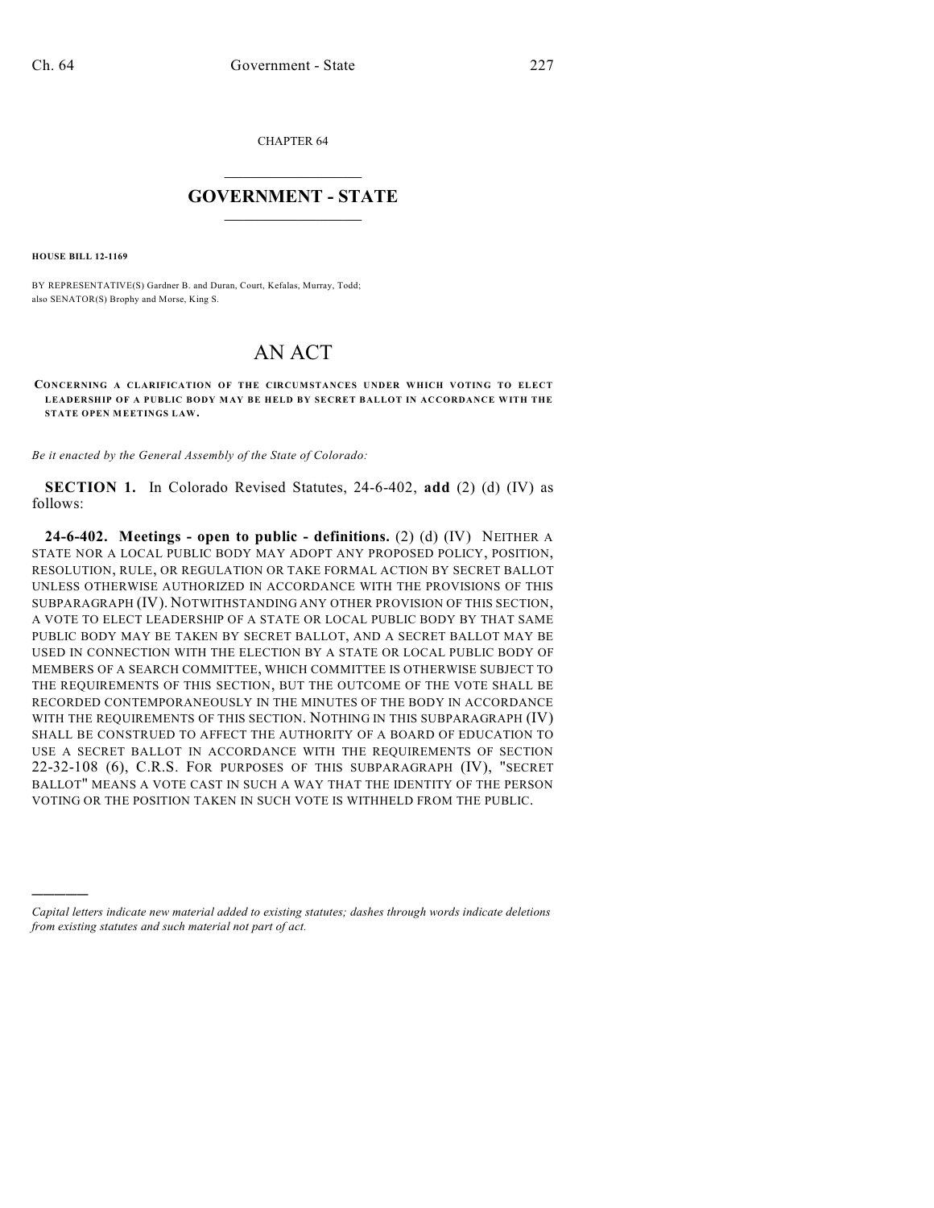CHAPTER 64

## GOVERNMENT - STATE

**HOUSE BILL 12-1169**

BY REPRESENTATIVE(S) Gardner B. and Duran, Court, Kefalas, Murray, Todd; also SENATOR(S) Brophy and Morse, King S.

# AN ACT

**CONCERNING A CLARIFICATION OF THE CIRCUMSTANCES UNDER WHICH VOTING TO ELECT LEADERSHIP OF A PUBLIC BODY MAY BE HELD BY SECRET BALLOT IN ACCORDANCE WITH THE STATE OPEN MEETINGS LAW.**

*Be it enacted by the General Assembly of the State of Colorado:*

**SECTION 1.** In Colorado Revised Statutes, 24-6-402, **add** (2) (d) (IV) as follows:

**24-6-402. Meetings - open to public - definitions.** (2) (d) (IV) NEITHER A STATE NOR A LOCAL PUBLIC BODY MAY ADOPT ANY PROPOSED POLICY, POSITION, RESOLUTION, RULE, OR REGULATION OR TAKE FORMAL ACTION BY SECRET BALLOT UNLESS OTHERWISE AUTHORIZED IN ACCORDANCE WITH THE PROVISIONS OF THIS SUBPARAGRAPH (IV). NOTWITHSTANDING ANY OTHER PROVISION OF THIS SECTION, A VOTE TO ELECT LEADERSHIP OF A STATE OR LOCAL PUBLIC BODY BY THAT SAME PUBLIC BODY MAY BE TAKEN BY SECRET BALLOT, AND A SECRET BALLOT MAY BE USED IN CONNECTION WITH THE ELECTION BY A STATE OR LOCAL PUBLIC BODY OF MEMBERS OF A SEARCH COMMITTEE, WHICH COMMITTEE IS OTHERWISE SUBJECT TO THE REQUIREMENTS OF THIS SECTION, BUT THE OUTCOME OF THE VOTE SHALL BE RECORDED CONTEMPORANEOUSLY IN THE MINUTES OF THE BODY IN ACCORDANCE WITH THE REQUIREMENTS OF THIS SECTION. NOTHING IN THIS SUBPARAGRAPH (IV) SHALL BE CONSTRUED TO AFFECT THE AUTHORITY OF A BOARD OF EDUCATION TO USE A SECRET BALLOT IN ACCORDANCE WITH THE REQUIREMENTS OF SECTION 22-32-108 (6), C.R.S. FOR PURPOSES OF THIS SUBPARAGRAPH (IV), "SECRET BALLOT" MEANS A VOTE CAST IN SUCH A WAY THAT THE IDENTITY OF THE PERSON VOTING OR THE POSITION TAKEN IN SUCH VOTE IS WITHHELD FROM THE PUBLIC.

---

*Capital letters indicate new material added to existing statutes; dashes through words indicate deletions from existing statutes and such material not part of act.*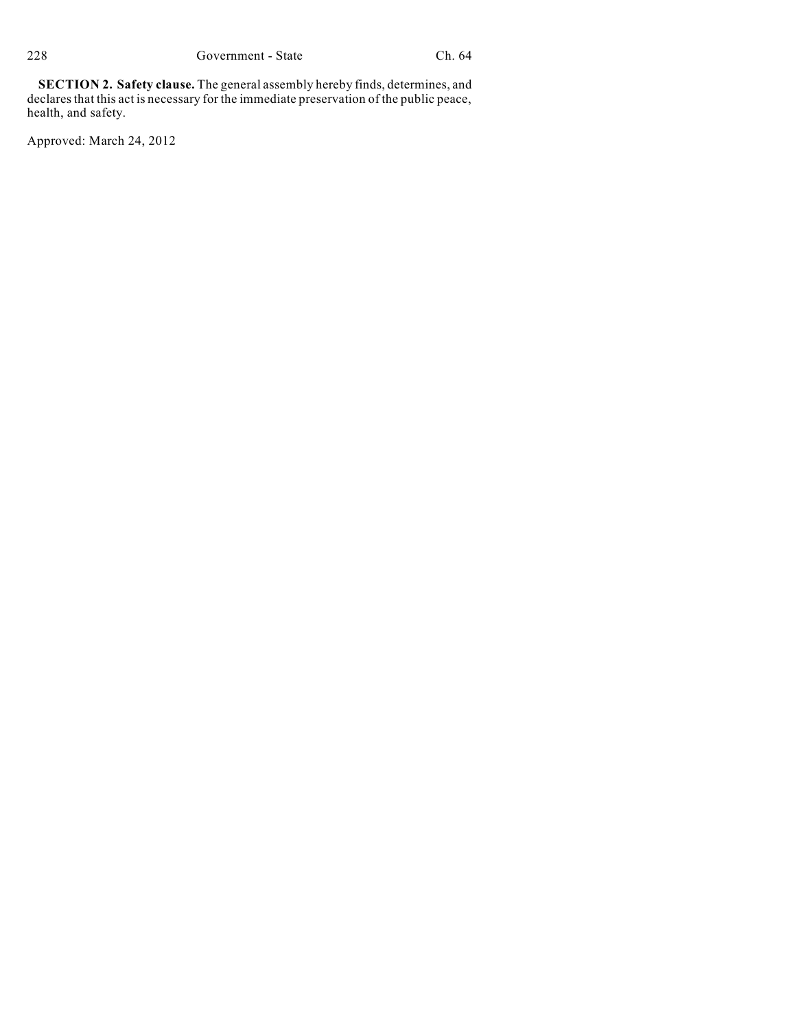**SECTION 2. Safety clause.** The general assembly hereby finds, determines, and declares that this act is necessary for the immediate preservation of the public peace, health, and safety.

Approved: March 24, 2012